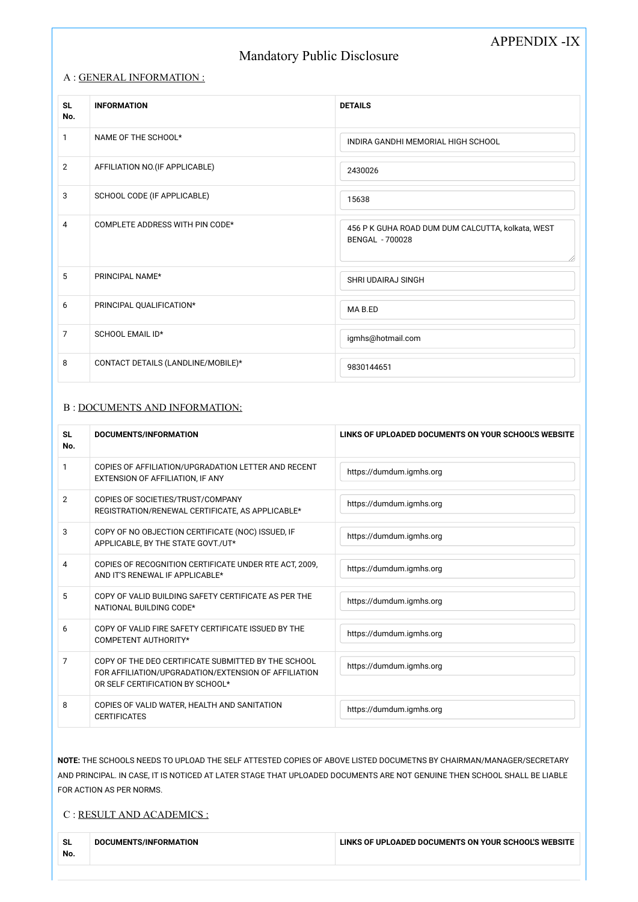APPENDIX -IX

# Mandatory Public Disclosure

## A : GENERAL INFORMATION :

| SL No. | INFORMATION | DETAILS |
|---|---|---|
| 1 | NAME OF THE SCHOOL* | INDIRA GANDHI MEMORIAL HIGH SCHOOL |
| 2 | AFFILIATION NO.(IF APPLICABLE) | 2430026 |
| 3 | SCHOOL CODE (IF APPLICABLE) | 15638 |
| 4 | COMPLETE ADDRESS WITH PIN CODE* | 456 P K GUHA ROAD DUM DUM CALCUTTA, kolkata, WEST BENGAL - 700028 |
| 5 | PRINCIPAL NAME* | SHRI UDAIRAJ SINGH |
| 6 | PRINCIPAL QUALIFICATION* | MA B.ED |
| 7 | SCHOOL EMAIL ID* | igmhs@hotmail.com |
| 8 | CONTACT DETAILS (LANDLINE/MOBILE)* | 9830144651 |

## B : DOCUMENTS AND INFORMATION:

| SL No. | DOCUMENTS/INFORMATION | LINKS OF UPLOADED DOCUMENTS ON YOUR SCHOOL'S WEBSITE |
|---|---|---|
| 1 | COPIES OF AFFILIATION/UPGRADATION LETTER AND RECENT EXTENSION OF AFFILIATION, IF ANY | https://dumdum.igmhs.org |
| 2 | COPIES OF SOCIETIES/TRUST/COMPANY REGISTRATION/RENEWAL CERTIFICATE, AS APPLICABLE* | https://dumdum.igmhs.org |
| 3 | COPY OF NO OBJECTION CERTIFICATE (NOC) ISSUED, IF APPLICABLE, BY THE STATE GOVT./UT* | https://dumdum.igmhs.org |
| 4 | COPIES OF RECOGNITION CERTIFICATE UNDER RTE ACT, 2009, AND IT'S RENEWAL IF APPLICABLE* | https://dumdum.igmhs.org |
| 5 | COPY OF VALID BUILDING SAFETY CERTIFICATE AS PER THE NATIONAL BUILDING CODE* | https://dumdum.igmhs.org |
| 6 | COPY OF VALID FIRE SAFETY CERTIFICATE ISSUED BY THE COMPETENT AUTHORITY* | https://dumdum.igmhs.org |
| 7 | COPY OF THE DEO CERTIFICATE SUBMITTED BY THE SCHOOL FOR AFFILIATION/UPGRADATION/EXTENSION OF AFFILIATION OR SELF CERTIFICATION BY SCHOOL* | https://dumdum.igmhs.org |
| 8 | COPIES OF VALID WATER, HEALTH AND SANITATION CERTIFICATES | https://dumdum.igmhs.org |

**NOTE:** THE SCHOOLS NEEDS TO UPLOAD THE SELF ATTESTED COPIES OF ABOVE LISTED DOCUMETNS BY CHAIRMAN/MANAGER/SECRETARY AND PRINCIPAL. IN CASE, IT IS NOTICED AT LATER STAGE THAT UPLOADED DOCUMENTS ARE NOT GENUINE THEN SCHOOL SHALL BE LIABLE FOR ACTION AS PER NORMS.

## C : RESULT AND ACADEMICS :

| SL No. | DOCUMENTS/INFORMATION | LINKS OF UPLOADED DOCUMENTS ON YOUR SCHOOL'S WEBSITE |
|---|---|---|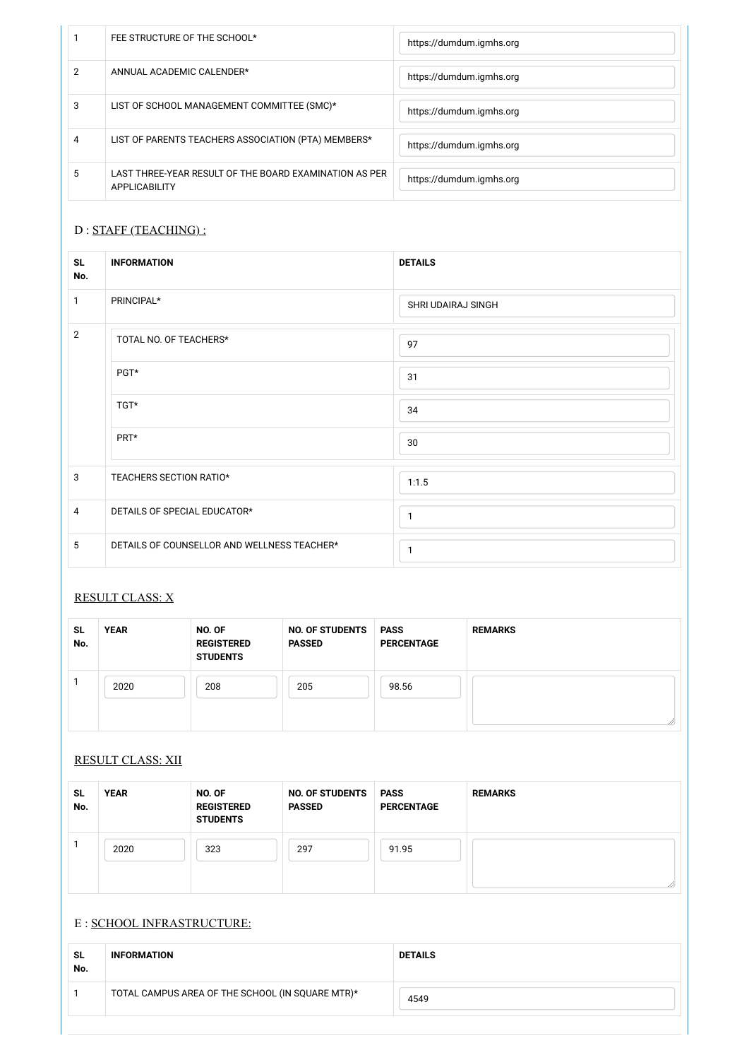| | | |
|---|---|---|
| 1 | FEE STRUCTURE OF THE SCHOOL* | https://dumdum.igmhs.org |
| 2 | ANNUAL ACADEMIC CALENDER* | https://dumdum.igmhs.org |
| 3 | LIST OF SCHOOL MANAGEMENT COMMITTEE (SMC)* | https://dumdum.igmhs.org |
| 4 | LIST OF PARENTS TEACHERS ASSOCIATION (PTA) MEMBERS* | https://dumdum.igmhs.org |
| 5 | LAST THREE-YEAR RESULT OF THE BOARD EXAMINATION AS PER APPLICABILITY | https://dumdum.igmhs.org |

## D : STAFF (TEACHING) :

| SL No. | INFORMATION | DETAILS |
|---|---|---|
| 1 | PRINCIPAL* | SHRI UDAIRAJ SINGH |
| 2 | TOTAL NO. OF TEACHERS* | 97 |
| | PGT* | 31 |
| | TGT* | 34 |
| | PRT* | 30 |
| 3 | TEACHERS SECTION RATIO* | 1:1.5 |
| 4 | DETAILS OF SPECIAL EDUCATOR* | 1 |
| 5 | DETAILS OF COUNSELLOR AND WELLNESS TEACHER* | 1 |

## RESULT CLASS: X

| SL No. | YEAR | NO. OF REGISTERED STUDENTS | NO. OF STUDENTS PASSED | PASS PERCENTAGE | REMARKS |
|---|---|---|---|---|---|
| 1 | 2020 | 208 | 205 | 98.56 | |

## RESULT CLASS: XII

| SL No. | YEAR | NO. OF REGISTERED STUDENTS | NO. OF STUDENTS PASSED | PASS PERCENTAGE | REMARKS |
|---|---|---|---|---|---|
| 1 | 2020 | 323 | 297 | 91.95 | |

## E : SCHOOL INFRASTRUCTURE:

| SL No. | INFORMATION | DETAILS |
|---|---|---|
| 1 | TOTAL CAMPUS AREA OF THE SCHOOL (IN SQUARE MTR)* | 4549 |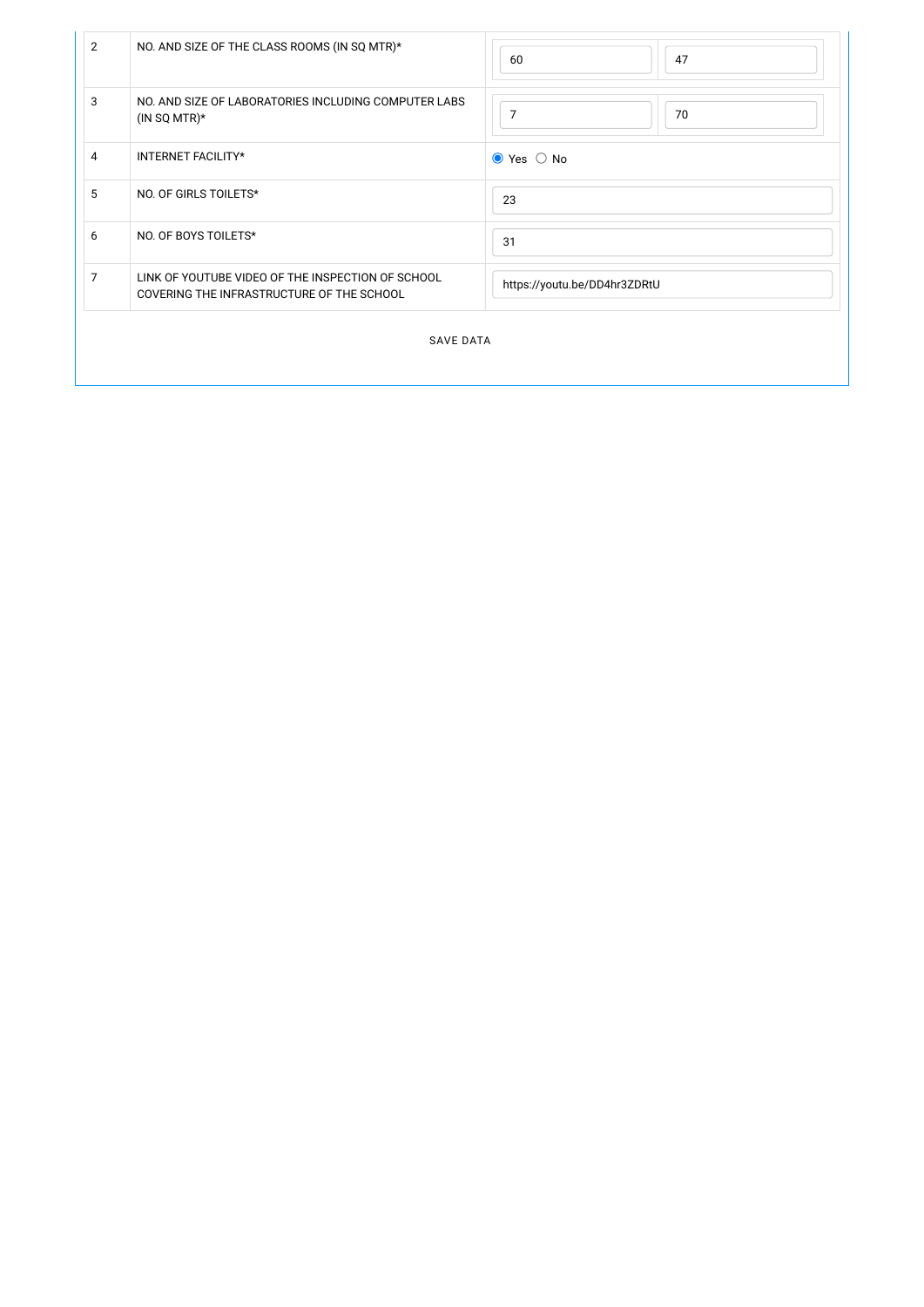| | | |
|---|---|---|
| 2 | NO. AND SIZE OF THE CLASS ROOMS (IN SQ MTR)* | 60 \| 47 |
| 3 | NO. AND SIZE OF LABORATORIES INCLUDING COMPUTER LABS (IN SQ MTR)* | 7 \| 70 |
| 4 | INTERNET FACILITY* | ◉ Yes ○ No |
| 5 | NO. OF GIRLS TOILETS* | 23 |
| 6 | NO. OF BOYS TOILETS* | 31 |
| 7 | LINK OF YOUTUBE VIDEO OF THE INSPECTION OF SCHOOL COVERING THE INFRASTRUCTURE OF THE SCHOOL | https://youtu.be/DD4hr3ZDRtU |

SAVE DATA